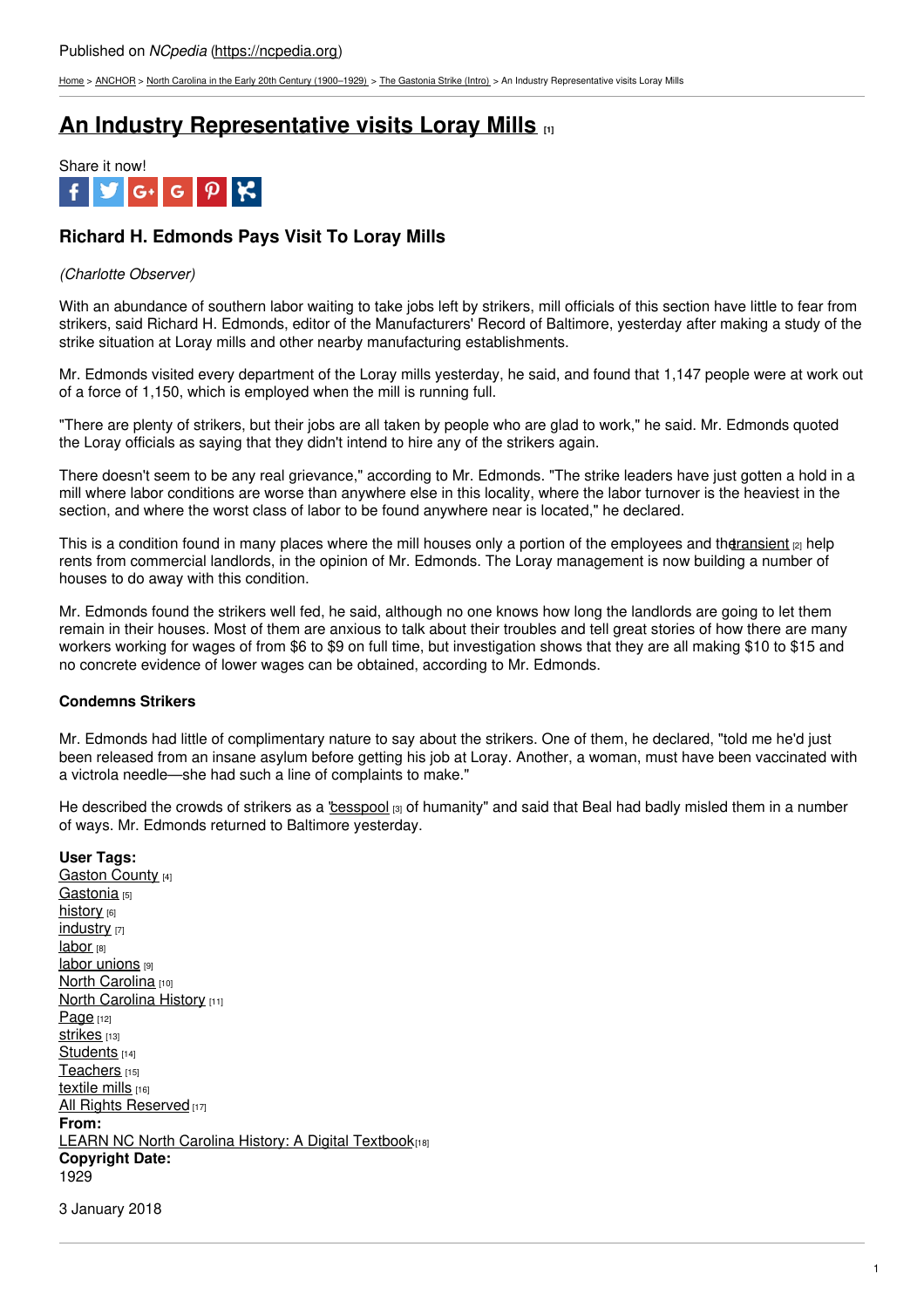Published on *NCpedia* (https://ncpedia.org)

Home > ANCHOR > North Carolina in the Early 20th Century (1900–1929) > The Gastonia Strike (Intro) > An Industry Representative visits Loray Mills

# An Industry Representative visits Loray Mills [1]

Share it now!

### Richard H. Edmonds Pays Visit To Loray Mills

*(Charlotte Observer)*

With an abundance of southern labor waiting to take jobs left by strikers, mill officials of this section have little to fear from strikers, said Richard H. Edmonds, editor of the Manufacturers' Record of Baltimore, yesterday after making a study of the strike situation at Loray mills and other nearby manufacturing establishments.

Mr. Edmonds visited every department of the Loray mills yesterday, he said, and found that 1,147 people were at work out of a force of 1,150, which is employed when the mill is running full.

"There are plenty of strikers, but their jobs are all taken by people who are glad to work," he said. Mr. Edmonds quoted the Loray officials as saying that they didn't intend to hire any of the strikers again.

There doesn't seem to be any real grievance," according to Mr. Edmonds. "The strike leaders have just gotten a hold in a mill where labor conditions are worse than anywhere else in this locality, where the labor turnover is the heaviest in the section, and where the worst class of labor to be found anywhere near is located," he declared.

This is a condition found in many places where the mill houses only a portion of the employees and the transient [2] help rents from commercial landlords, in the opinion of Mr. Edmonds. The Loray management is now building a number of houses to do away with this condition.

Mr. Edmonds found the strikers well fed, he said, although no one knows how long the landlords are going to let them remain in their houses. Most of them are anxious to talk about their troubles and tell great stories of how there are many workers working for wages of from $6 to $9 on full time, but investigation shows that they are all making $10 to $15 and no concrete evidence of lower wages can be obtained, according to Mr. Edmonds.

#### Condemns Strikers

Mr. Edmonds had little of complimentary nature to say about the strikers. One of them, he declared, "told me he'd just been released from an insane asylum before getting his job at Loray. Another, a woman, must have been vaccinated with a victrola needle—she had such a line of complaints to make."

He described the crowds of strikers as a 'cesspool [3] of humanity" and said that Beal had badly misled them in a number of ways. Mr. Edmonds returned to Baltimore yesterday.

**User Tags:**
Gaston County [4]
Gastonia [5]
history [6]
industry [7]
labor [8]
labor unions [9]
North Carolina [10]
North Carolina History [11]
Page [12]
strikes [13]
Students [14]
Teachers [15]
textile mills [16]
All Rights Reserved [17]
**From:**
LEARN NC North Carolina History: A Digital Textbook [18]
**Copyright Date:**
1929

3 January 2018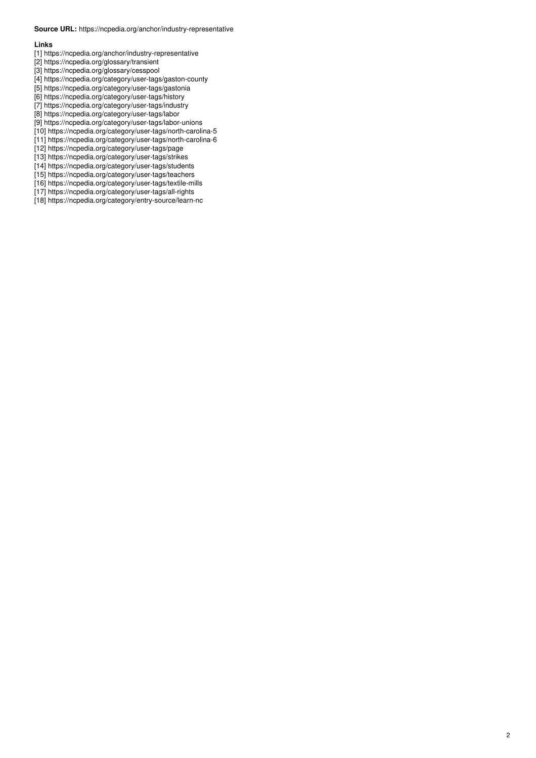**Source URL:** https://ncpedia.org/anchor/industry-representative

**Links**

[1] https://ncpedia.org/anchor/industry-representative
[2] https://ncpedia.org/glossary/transient
[3] https://ncpedia.org/glossary/cesspool
[4] https://ncpedia.org/category/user-tags/gaston-county
[5] https://ncpedia.org/category/user-tags/gastonia
[6] https://ncpedia.org/category/user-tags/history
[7] https://ncpedia.org/category/user-tags/industry
[8] https://ncpedia.org/category/user-tags/labor
[9] https://ncpedia.org/category/user-tags/labor-unions
[10] https://ncpedia.org/category/user-tags/north-carolina-5
[11] https://ncpedia.org/category/user-tags/north-carolina-6
[12] https://ncpedia.org/category/user-tags/page
[13] https://ncpedia.org/category/user-tags/strikes
[14] https://ncpedia.org/category/user-tags/students
[15] https://ncpedia.org/category/user-tags/teachers
[16] https://ncpedia.org/category/user-tags/textile-mills
[17] https://ncpedia.org/category/user-tags/all-rights
[18] https://ncpedia.org/category/entry-source/learn-nc